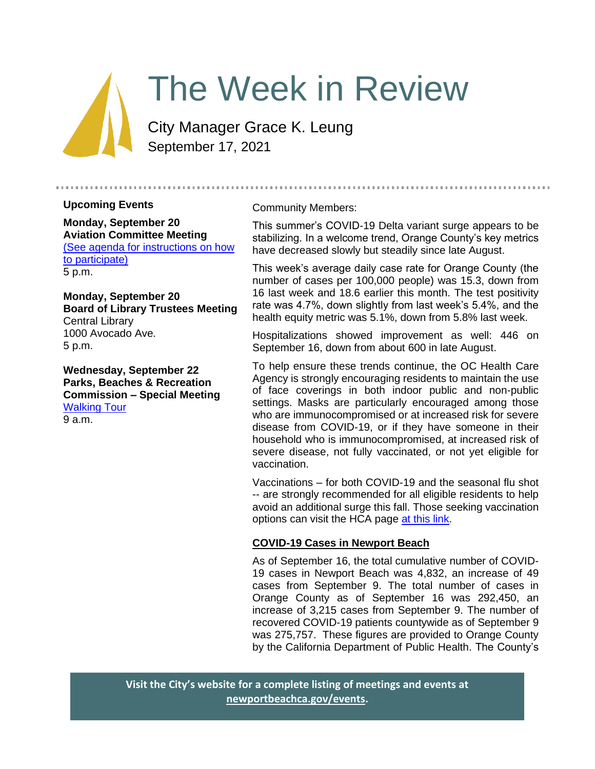# The Week in Review

City Manager Grace K. Leung
September 17, 2021

### Upcoming Events

**Monday, September 20**
**Aviation Committee Meeting**
(See agenda for instructions on how to participate)
5 p.m.

**Monday, September 20**
**Board of Library Trustees Meeting**
Central Library
1000 Avocado Ave.
5 p.m.

**Wednesday, September 22**
**Parks, Beaches & Recreation Commission – Special Meeting**
Walking Tour
9 a.m.

Community Members:

This summer's COVID-19 Delta variant surge appears to be stabilizing. In a welcome trend, Orange County's key metrics have decreased slowly but steadily since late August.

This week's average daily case rate for Orange County (the number of cases per 100,000 people) was 15.3, down from 16 last week and 18.6 earlier this month. The test positivity rate was 4.7%, down slightly from last week's 5.4%, and the health equity metric was 5.1%, down from 5.8% last week.

Hospitalizations showed improvement as well: 446 on September 16, down from about 600 in late August.

To help ensure these trends continue, the OC Health Care Agency is strongly encouraging residents to maintain the use of face coverings in both indoor public and non-public settings. Masks are particularly encouraged among those who are immunocompromised or at increased risk for severe disease from COVID-19, or if they have someone in their household who is immunocompromised, at increased risk of severe disease, not fully vaccinated, or not yet eligible for vaccination.

Vaccinations – for both COVID-19 and the seasonal flu shot -- are strongly recommended for all eligible residents to help avoid an additional surge this fall. Those seeking vaccination options can visit the HCA page at this link.

## COVID-19 Cases in Newport Beach

As of September 16, the total cumulative number of COVID-19 cases in Newport Beach was 4,832, an increase of 49 cases from September 9. The total number of cases in Orange County as of September 16 was 292,450, an increase of 3,215 cases from September 9. The number of recovered COVID-19 patients countywide as of September 9 was 275,757. These figures are provided to Orange County by the California Department of Public Health. The County's

**Visit the City's website for a complete listing of meetings and events at newportbeachca.gov/events.**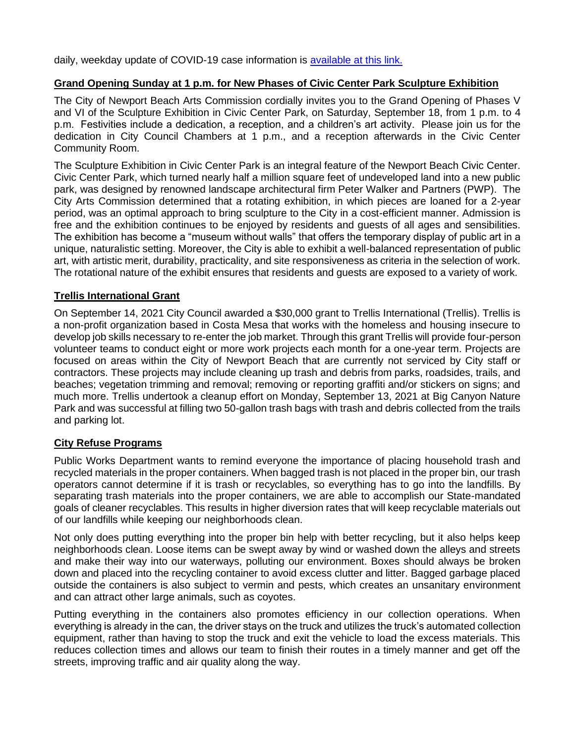daily, weekday update of COVID-19 case information is [available at this link.]()

**Grand Opening Sunday at 1 p.m. for New Phases of Civic Center Park Sculpture Exhibition**

The City of Newport Beach Arts Commission cordially invites you to the Grand Opening of Phases V and VI of the Sculpture Exhibition in Civic Center Park, on Saturday, September 18, from 1 p.m. to 4 p.m. Festivities include a dedication, a reception, and a children's art activity. Please join us for the dedication in City Council Chambers at 1 p.m., and a reception afterwards in the Civic Center Community Room.

The Sculpture Exhibition in Civic Center Park is an integral feature of the Newport Beach Civic Center. Civic Center Park, which turned nearly half a million square feet of undeveloped land into a new public park, was designed by renowned landscape architectural firm Peter Walker and Partners (PWP). The City Arts Commission determined that a rotating exhibition, in which pieces are loaned for a 2-year period, was an optimal approach to bring sculpture to the City in a cost-efficient manner. Admission is free and the exhibition continues to be enjoyed by residents and guests of all ages and sensibilities. The exhibition has become a "museum without walls" that offers the temporary display of public art in a unique, naturalistic setting. Moreover, the City is able to exhibit a well-balanced representation of public art, with artistic merit, durability, practicality, and site responsiveness as criteria in the selection of work. The rotational nature of the exhibit ensures that residents and guests are exposed to a variety of work.

**Trellis International Grant**

On September 14, 2021 City Council awarded a $30,000 grant to Trellis International (Trellis). Trellis is a non-profit organization based in Costa Mesa that works with the homeless and housing insecure to develop job skills necessary to re-enter the job market. Through this grant Trellis will provide four-person volunteer teams to conduct eight or more work projects each month for a one-year term. Projects are focused on areas within the City of Newport Beach that are currently not serviced by City staff or contractors. These projects may include cleaning up trash and debris from parks, roadsides, trails, and beaches; vegetation trimming and removal; removing or reporting graffiti and/or stickers on signs; and much more. Trellis undertook a cleanup effort on Monday, September 13, 2021 at Big Canyon Nature Park and was successful at filling two 50-gallon trash bags with trash and debris collected from the trails and parking lot.

**City Refuse Programs**

Public Works Department wants to remind everyone the importance of placing household trash and recycled materials in the proper containers. When bagged trash is not placed in the proper bin, our trash operators cannot determine if it is trash or recyclables, so everything has to go into the landfills. By separating trash materials into the proper containers, we are able to accomplish our State-mandated goals of cleaner recyclables. This results in higher diversion rates that will keep recyclable materials out of our landfills while keeping our neighborhoods clean.

Not only does putting everything into the proper bin help with better recycling, but it also helps keep neighborhoods clean. Loose items can be swept away by wind or washed down the alleys and streets and make their way into our waterways, polluting our environment. Boxes should always be broken down and placed into the recycling container to avoid excess clutter and litter. Bagged garbage placed outside the containers is also subject to vermin and pests, which creates an unsanitary environment and can attract other large animals, such as coyotes.

Putting everything in the containers also promotes efficiency in our collection operations. When everything is already in the can, the driver stays on the truck and utilizes the truck's automated collection equipment, rather than having to stop the truck and exit the vehicle to load the excess materials. This reduces collection times and allows our team to finish their routes in a timely manner and get off the streets, improving traffic and air quality along the way.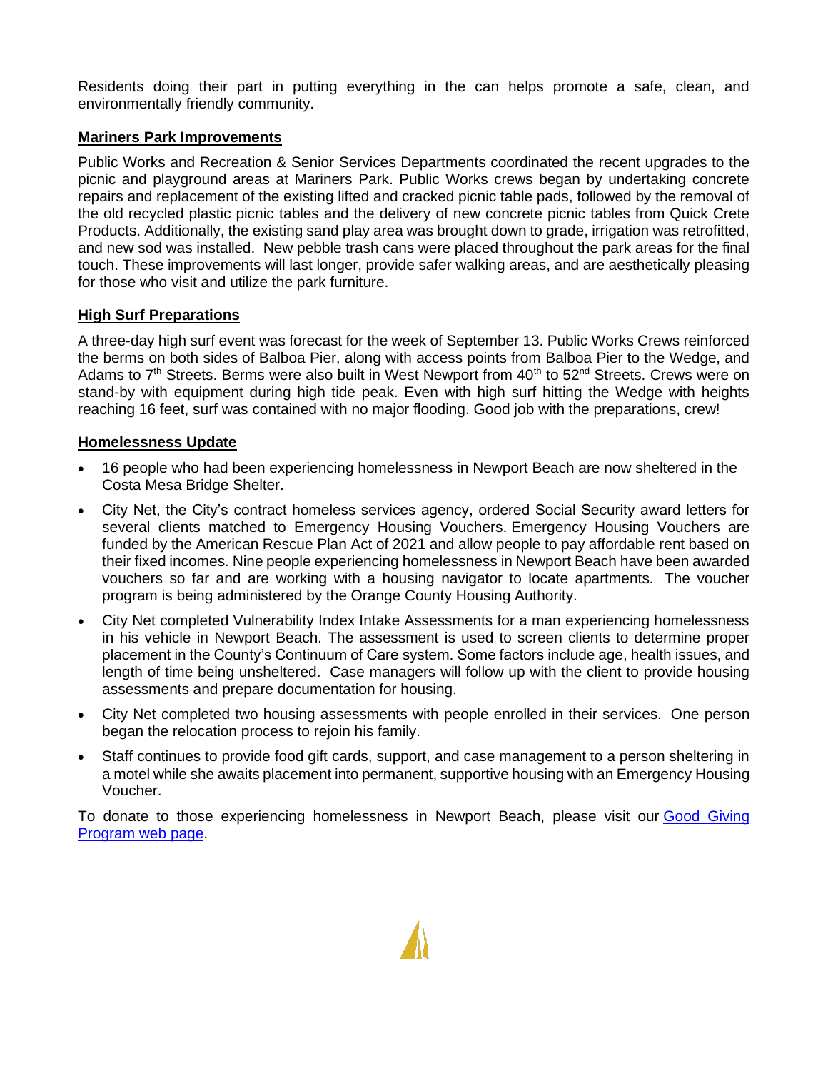Residents doing their part in putting everything in the can helps promote a safe, clean, and environmentally friendly community.

**Mariners Park Improvements**

Public Works and Recreation & Senior Services Departments coordinated the recent upgrades to the picnic and playground areas at Mariners Park. Public Works crews began by undertaking concrete repairs and replacement of the existing lifted and cracked picnic table pads, followed by the removal of the old recycled plastic picnic tables and the delivery of new concrete picnic tables from Quick Crete Products. Additionally, the existing sand play area was brought down to grade, irrigation was retrofitted, and new sod was installed. New pebble trash cans were placed throughout the park areas for the final touch. These improvements will last longer, provide safer walking areas, and are aesthetically pleasing for those who visit and utilize the park furniture.

**High Surf Preparations**

A three-day high surf event was forecast for the week of September 13. Public Works Crews reinforced the berms on both sides of Balboa Pier, along with access points from Balboa Pier to the Wedge, and Adams to 7th Streets. Berms were also built in West Newport from 40th to 52nd Streets. Crews were on stand-by with equipment during high tide peak. Even with high surf hitting the Wedge with heights reaching 16 feet, surf was contained with no major flooding. Good job with the preparations, crew!

**Homelessness Update**

- 16 people who had been experiencing homelessness in Newport Beach are now sheltered in the Costa Mesa Bridge Shelter.
- City Net, the City's contract homeless services agency, ordered Social Security award letters for several clients matched to Emergency Housing Vouchers. Emergency Housing Vouchers are funded by the American Rescue Plan Act of 2021 and allow people to pay affordable rent based on their fixed incomes. Nine people experiencing homelessness in Newport Beach have been awarded vouchers so far and are working with a housing navigator to locate apartments. The voucher program is being administered by the Orange County Housing Authority.
- City Net completed Vulnerability Index Intake Assessments for a man experiencing homelessness in his vehicle in Newport Beach. The assessment is used to screen clients to determine proper placement in the County's Continuum of Care system. Some factors include age, health issues, and length of time being unsheltered. Case managers will follow up with the client to provide housing assessments and prepare documentation for housing.
- City Net completed two housing assessments with people enrolled in their services. One person began the relocation process to rejoin his family.
- Staff continues to provide food gift cards, support, and case management to a person sheltering in a motel while she awaits placement into permanent, supportive housing with an Emergency Housing Voucher.

To donate to those experiencing homelessness in Newport Beach, please visit our [Good Giving Program web page](#).